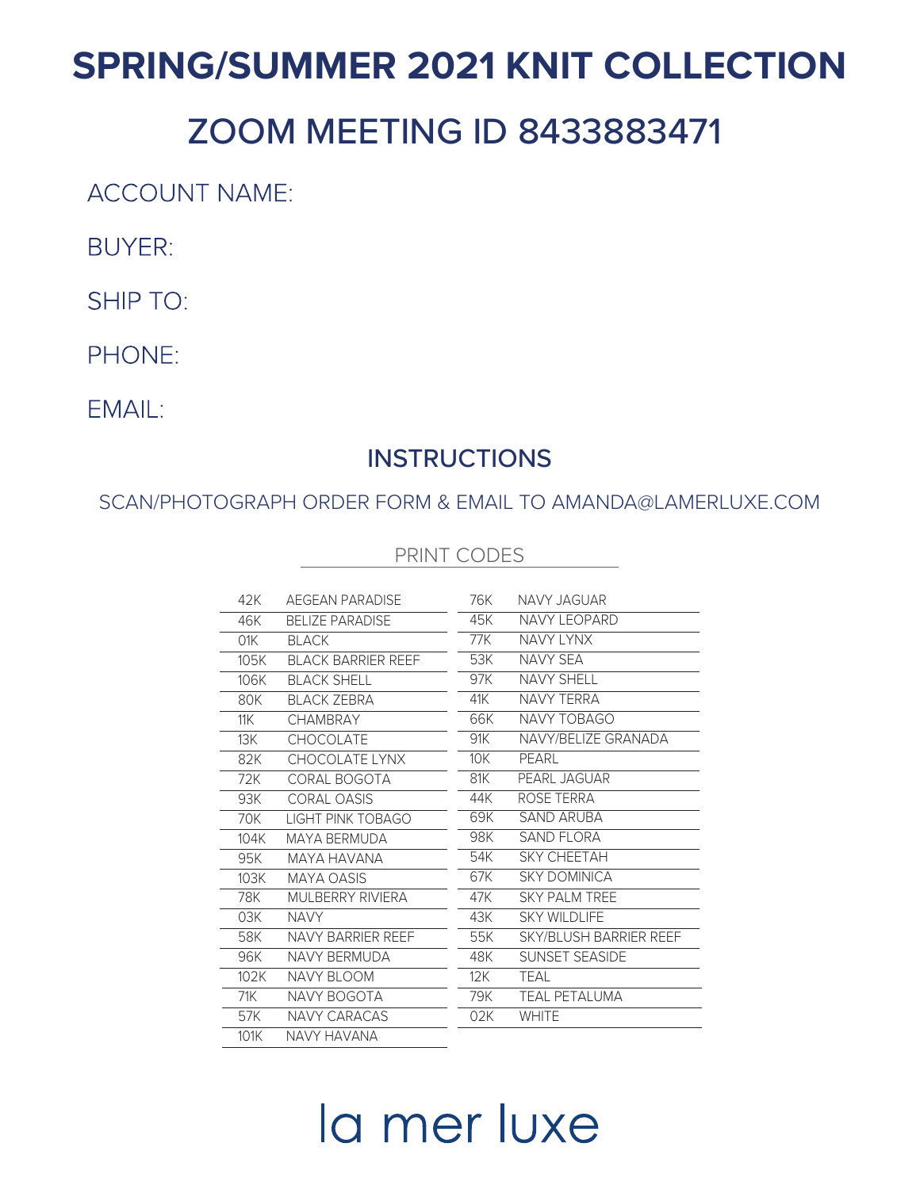# SPRING/SUMMER 2021 KNIT COLLECTION

## ZOOM MEETING ID 8433883471

ACCOUNT NAME:

BUYER:

SHIP TO:

PHONE:

EMAIL:

### INSTRUCTIONS

SCAN/PHOTOGRAPH ORDER FORM & EMAIL TO AMANDA@LAMERLUXE.COM

PRINT CODES

| Code | Print | Code | Print |
| --- | --- | --- | --- |
| 42K | AEGEAN PARADISE | 76K | NAVY JAGUAR |
| 46K | BELIZE PARADISE | 45K | NAVY LEOPARD |
| 01K | BLACK | 77K | NAVY LYNX |
| 105K | BLACK BARRIER REEF | 53K | NAVY SEA |
| 106K | BLACK SHELL | 97K | NAVY SHELL |
| 80K | BLACK ZEBRA | 41K | NAVY TERRA |
| 11K | CHAMBRAY | 66K | NAVY TOBAGO |
| 13K | CHOCOLATE | 91K | NAVY/BELIZE GRANADA |
| 82K | CHOCOLATE LYNX | 10K | PEARL |
| 72K | CORAL BOGOTA | 81K | PEARL JAGUAR |
| 93K | CORAL OASIS | 44K | ROSE TERRA |
| 70K | LIGHT PINK TOBAGO | 69K | SAND ARUBA |
| 104K | MAYA BERMUDA | 98K | SAND FLORA |
| 95K | MAYA HAVANA | 54K | SKY CHEETAH |
| 103K | MAYA OASIS | 67K | SKY DOMINICA |
| 78K | MULBERRY RIVIERA | 47K | SKY PALM TREE |
| 03K | NAVY | 43K | SKY WILDLIFE |
| 58K | NAVY BARRIER REEF | 55K | SKY/BLUSH BARRIER REEF |
| 96K | NAVY BERMUDA | 48K | SUNSET SEASIDE |
| 102K | NAVY BLOOM | 12K | TEAL |
| 71K | NAVY BOGOTA | 79K | TEAL PETALUMA |
| 57K | NAVY CARACAS | 02K | WHITE |
| 101K | NAVY HAVANA | | |

la mer luxe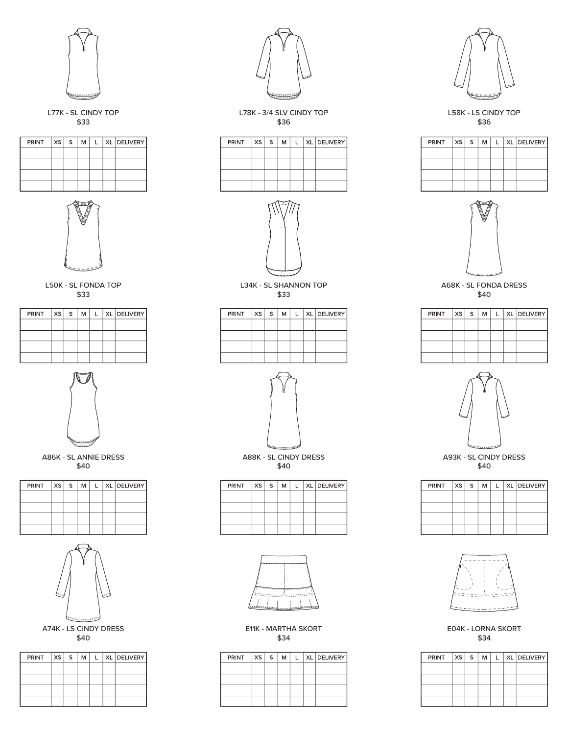L77K - SL CINDY TOP
$33

| PRINT | XS | S | M | L | XL | DELIVERY |
| --- | --- | --- | --- | --- | --- | --- |
| | | | | | | |
| | | | | | | |
| | | | | | | |
| | | | | | | |

L78K - 3/4 SLV CINDY TOP
$36

| PRINT | XS | S | M | L | XL | DELIVERY |
| --- | --- | --- | --- | --- | --- | --- |
| | | | | | | |
| | | | | | | |
| | | | | | | |
| | | | | | | |

L58K - LS CINDY TOP
$36

| PRINT | XS | S | M | L | XL | DELIVERY |
| --- | --- | --- | --- | --- | --- | --- |
| | | | | | | |
| | | | | | | |
| | | | | | | |
| | | | | | | |

L50K - SL FONDA TOP
$33

| PRINT | XS | S | M | L | XL | DELIVERY |
| --- | --- | --- | --- | --- | --- | --- |
| | | | | | | |
| | | | | | | |
| | | | | | | |
| | | | | | | |

L34K - SL SHANNON TOP
$33

| PRINT | XS | S | M | L | XL | DELIVERY |
| --- | --- | --- | --- | --- | --- | --- |
| | | | | | | |
| | | | | | | |
| | | | | | | |
| | | | | | | |

A68K - SL FONDA DRESS
$40

| PRINT | XS | S | M | L | XL | DELIVERY |
| --- | --- | --- | --- | --- | --- | --- |
| | | | | | | |
| | | | | | | |
| | | | | | | |
| | | | | | | |

A86K - SL ANNIE DRESS
$40

| PRINT | XS | S | M | L | XL | DELIVERY |
| --- | --- | --- | --- | --- | --- | --- |
| | | | | | | |
| | | | | | | |
| | | | | | | |
| | | | | | | |

A88K - SL CINDY DRESS
$40

| PRINT | XS | S | M | L | XL | DELIVERY |
| --- | --- | --- | --- | --- | --- | --- |
| | | | | | | |
| | | | | | | |
| | | | | | | |
| | | | | | | |

A93K - SL CINDY DRESS
$40

| PRINT | XS | S | M | L | XL | DELIVERY |
| --- | --- | --- | --- | --- | --- | --- |
| | | | | | | |
| | | | | | | |
| | | | | | | |
| | | | | | | |

A74K - LS CINDY DRESS
$40

| PRINT | XS | S | M | L | XL | DELIVERY |
| --- | --- | --- | --- | --- | --- | --- |
| | | | | | | |
| | | | | | | |
| | | | | | | |
| | | | | | | |

E11K - MARTHA SKORT
$34

| PRINT | XS | S | M | L | XL | DELIVERY |
| --- | --- | --- | --- | --- | --- | --- |
| | | | | | | |
| | | | | | | |
| | | | | | | |
| | | | | | | |

E04K - LORNA SKORT
$34

| PRINT | XS | S | M | L | XL | DELIVERY |
| --- | --- | --- | --- | --- | --- | --- |
| | | | | | | |
| | | | | | | |
| | | | | | | |
| | | | | | | |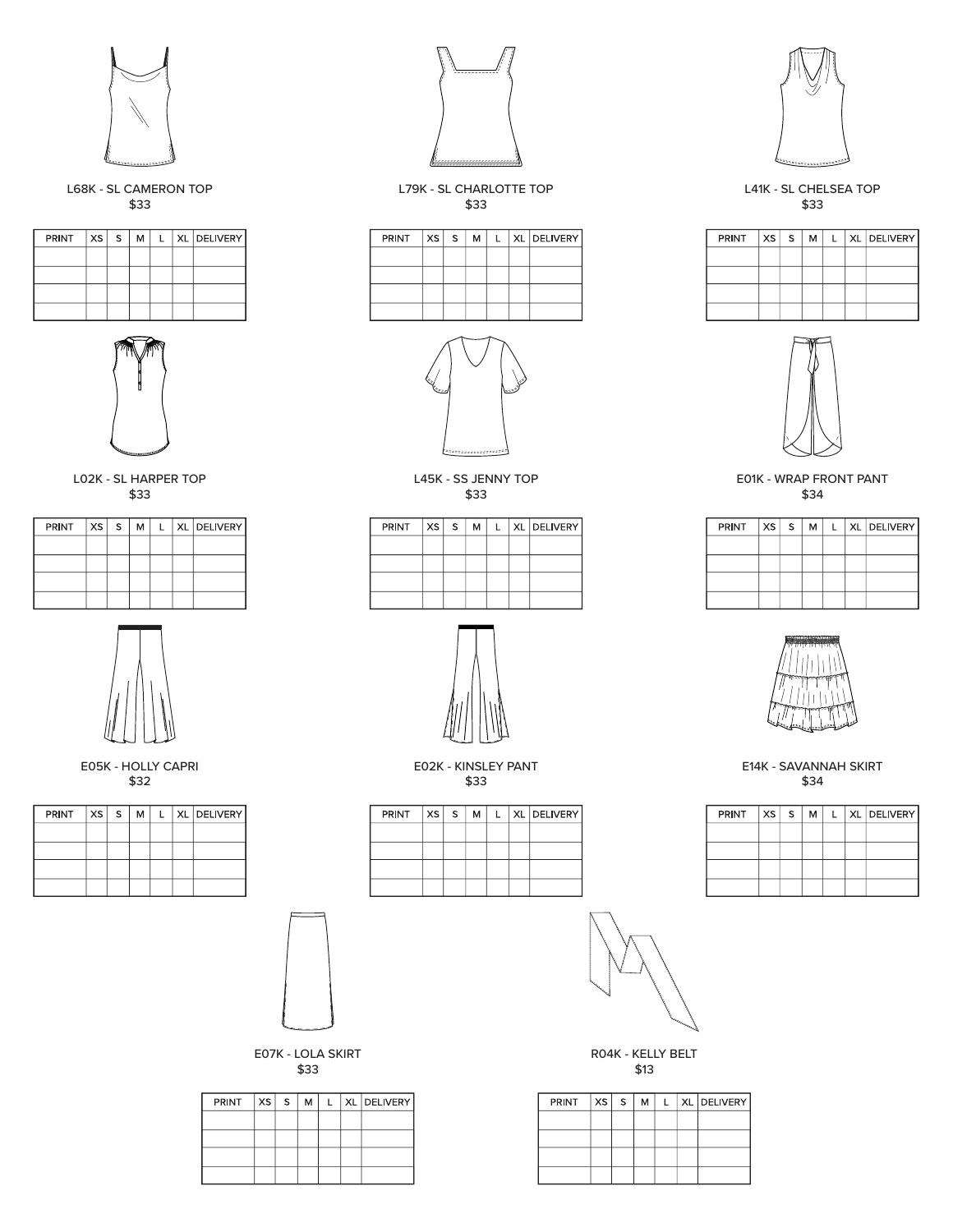**L68K - SL CAMERON TOP**
$33

| PRINT | XS | S | M | L | XL | DELIVERY |
|---|---|---|---|---|---|---|
| | | | | | | |
| | | | | | | |
| | | | | | | |
| | | | | | | |

**L79K - SL CHARLOTTE TOP**
$33

| PRINT | XS | S | M | L | XL | DELIVERY |
|---|---|---|---|---|---|---|
| | | | | | | |
| | | | | | | |
| | | | | | | |
| | | | | | | |

**L41K - SL CHELSEA TOP**
$33

| PRINT | XS | S | M | L | XL | DELIVERY |
|---|---|---|---|---|---|---|
| | | | | | | |
| | | | | | | |
| | | | | | | |
| | | | | | | |

**L02K - SL HARPER TOP**
$33

| PRINT | XS | S | M | L | XL | DELIVERY |
|---|---|---|---|---|---|---|
| | | | | | | |
| | | | | | | |
| | | | | | | |
| | | | | | | |

**L45K - SS JENNY TOP**
$33

| PRINT | XS | S | M | L | XL | DELIVERY |
|---|---|---|---|---|---|---|
| | | | | | | |
| | | | | | | |
| | | | | | | |
| | | | | | | |

**E01K - WRAP FRONT PANT**
$34

| PRINT | XS | S | M | L | XL | DELIVERY |
|---|---|---|---|---|---|---|
| | | | | | | |
| | | | | | | |
| | | | | | | |
| | | | | | | |

**E05K - HOLLY CAPRI**
$32

| PRINT | XS | S | M | L | XL | DELIVERY |
|---|---|---|---|---|---|---|
| | | | | | | |
| | | | | | | |
| | | | | | | |
| | | | | | | |

**E02K - KINSLEY PANT**
$33

| PRINT | XS | S | M | L | XL | DELIVERY |
|---|---|---|---|---|---|---|
| | | | | | | |
| | | | | | | |
| | | | | | | |
| | | | | | | |

**E14K - SAVANNAH SKIRT**
$34

| PRINT | XS | S | M | L | XL | DELIVERY |
|---|---|---|---|---|---|---|
| | | | | | | |
| | | | | | | |
| | | | | | | |
| | | | | | | |

**E07K - LOLA SKIRT**
$33

| PRINT | XS | S | M | L | XL | DELIVERY |
|---|---|---|---|---|---|---|
| | | | | | | |
| | | | | | | |
| | | | | | | |
| | | | | | | |

**R04K - KELLY BELT**
$13

| PRINT | XS | S | M | L | XL | DELIVERY |
|---|---|---|---|---|---|---|
| | | | | | | |
| | | | | | | |
| | | | | | | |
| | | | | | | |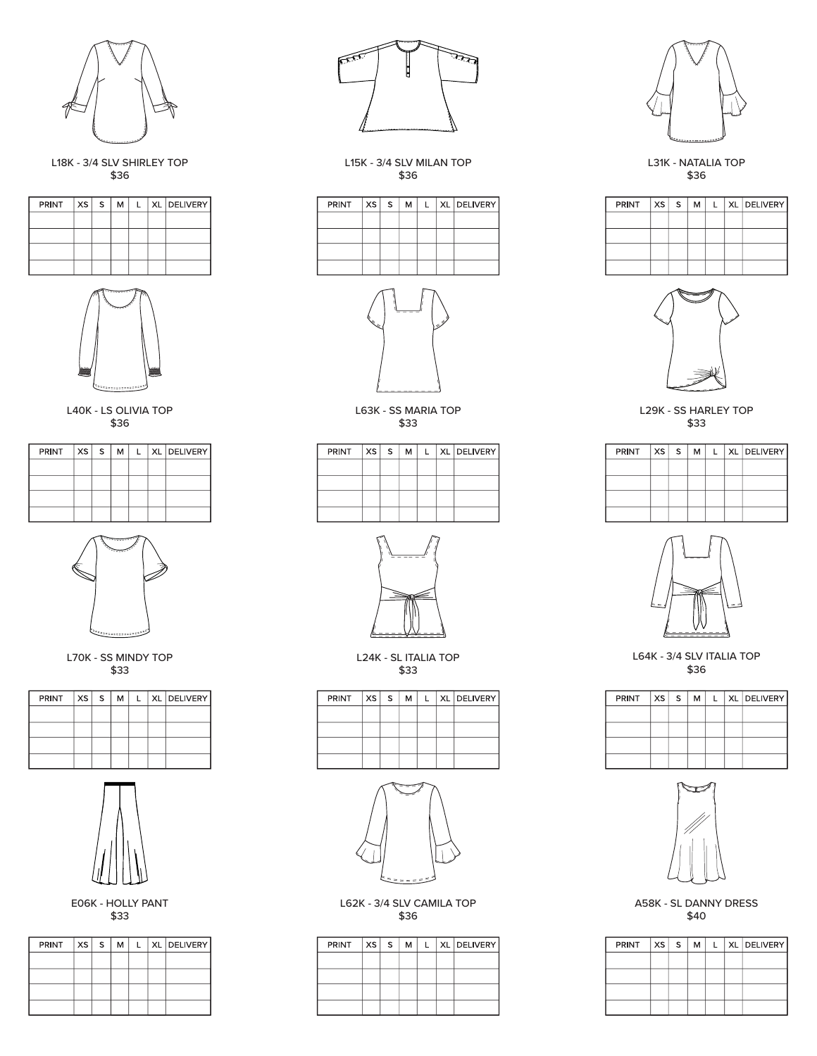L18K - 3/4 SLV SHIRLEY TOP
$36

| PRINT | XS | S | M | L | XL | DELIVERY |
|---|---|---|---|---|---|---|
| | | | | | | |
| | | | | | | |
| | | | | | | |
| | | | | | | |

L15K - 3/4 SLV MILAN TOP
$36

| PRINT | XS | S | M | L | XL | DELIVERY |
|---|---|---|---|---|---|---|
| | | | | | | |
| | | | | | | |
| | | | | | | |
| | | | | | | |

L31K - NATALIA TOP
$36

| PRINT | XS | S | M | L | XL | DELIVERY |
|---|---|---|---|---|---|---|
| | | | | | | |
| | | | | | | |
| | | | | | | |
| | | | | | | |

L40K - LS OLIVIA TOP
$36

| PRINT | XS | S | M | L | XL | DELIVERY |
|---|---|---|---|---|---|---|
| | | | | | | |
| | | | | | | |
| | | | | | | |
| | | | | | | |

L63K - SS MARIA TOP
$33

| PRINT | XS | S | M | L | XL | DELIVERY |
|---|---|---|---|---|---|---|
| | | | | | | |
| | | | | | | |
| | | | | | | |
| | | | | | | |

L29K - SS HARLEY TOP
$33

| PRINT | XS | S | M | L | XL | DELIVERY |
|---|---|---|---|---|---|---|
| | | | | | | |
| | | | | | | |
| | | | | | | |
| | | | | | | |

L70K - SS MINDY TOP
$33

| PRINT | XS | S | M | L | XL | DELIVERY |
|---|---|---|---|---|---|---|
| | | | | | | |
| | | | | | | |
| | | | | | | |
| | | | | | | |

L24K - SL ITALIA TOP
$33

| PRINT | XS | S | M | L | XL | DELIVERY |
|---|---|---|---|---|---|---|
| | | | | | | |
| | | | | | | |
| | | | | | | |
| | | | | | | |

L64K - 3/4 SLV ITALIA TOP
$36

| PRINT | XS | S | M | L | XL | DELIVERY |
|---|---|---|---|---|---|---|
| | | | | | | |
| | | | | | | |
| | | | | | | |
| | | | | | | |

E06K - HOLLY PANT
$33

| PRINT | XS | S | M | L | XL | DELIVERY |
|---|---|---|---|---|---|---|
| | | | | | | |
| | | | | | | |
| | | | | | | |
| | | | | | | |

L62K - 3/4 SLV CAMILA TOP
$36

| PRINT | XS | S | M | L | XL | DELIVERY |
|---|---|---|---|---|---|---|
| | | | | | | |
| | | | | | | |
| | | | | | | |
| | | | | | | |

A58K - SL DANNY DRESS
$40

| PRINT | XS | S | M | L | XL | DELIVERY |
|---|---|---|---|---|---|---|
| | | | | | | |
| | | | | | | |
| | | | | | | |
| | | | | | | |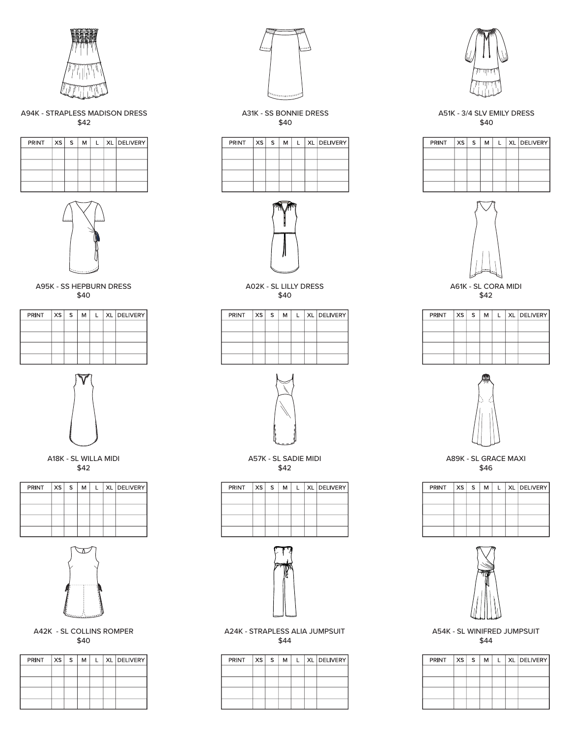A94K - STRAPLESS MADISON DRESS
$42

| PRINT | XS | S | M | L | XL | DELIVERY |
|---|---|---|---|---|---|---|
| | | | | | | |
| | | | | | | |
| | | | | | | |
| | | | | | | |

A31K - SS BONNIE DRESS
$40

| PRINT | XS | S | M | L | XL | DELIVERY |
|---|---|---|---|---|---|---|
| | | | | | | |
| | | | | | | |
| | | | | | | |
| | | | | | | |

A51K - 3/4 SLV EMILY DRESS
$40

| PRINT | XS | S | M | L | XL | DELIVERY |
|---|---|---|---|---|---|---|
| | | | | | | |
| | | | | | | |
| | | | | | | |
| | | | | | | |

A95K - SS HEPBURN DRESS
$40

| PRINT | XS | S | M | L | XL | DELIVERY |
|---|---|---|---|---|---|---|
| | | | | | | |
| | | | | | | |
| | | | | | | |
| | | | | | | |

A02K - SL LILLY DRESS
$40

| PRINT | XS | S | M | L | XL | DELIVERY |
|---|---|---|---|---|---|---|
| | | | | | | |
| | | | | | | |
| | | | | | | |
| | | | | | | |

A61K - SL CORA MIDI
$42

| PRINT | XS | S | M | L | XL | DELIVERY |
|---|---|---|---|---|---|---|
| | | | | | | |
| | | | | | | |
| | | | | | | |
| | | | | | | |

A18K - SL WILLA MIDI
$42

| PRINT | XS | S | M | L | XL | DELIVERY |
|---|---|---|---|---|---|---|
| | | | | | | |
| | | | | | | |
| | | | | | | |
| | | | | | | |

A57K - SL SADIE MIDI
$42

| PRINT | XS | S | M | L | XL | DELIVERY |
|---|---|---|---|---|---|---|
| | | | | | | |
| | | | | | | |
| | | | | | | |
| | | | | | | |

A89K - SL GRACE MAXI
$46

| PRINT | XS | S | M | L | XL | DELIVERY |
|---|---|---|---|---|---|---|
| | | | | | | |
| | | | | | | |
| | | | | | | |
| | | | | | | |

A42K - SL COLLINS ROMPER
$40

| PRINT | XS | S | M | L | XL | DELIVERY |
|---|---|---|---|---|---|---|
| | | | | | | |
| | | | | | | |
| | | | | | | |
| | | | | | | |

A24K - STRAPLESS ALIA JUMPSUIT
$44

| PRINT | XS | S | M | L | XL | DELIVERY |
|---|---|---|---|---|---|---|
| | | | | | | |
| | | | | | | |
| | | | | | | |
| | | | | | | |

A54K - SL WINIFRED JUMPSUIT
$44

| PRINT | XS | S | M | L | XL | DELIVERY |
|---|---|---|---|---|---|---|
| | | | | | | |
| | | | | | | |
| | | | | | | |
| | | | | | | |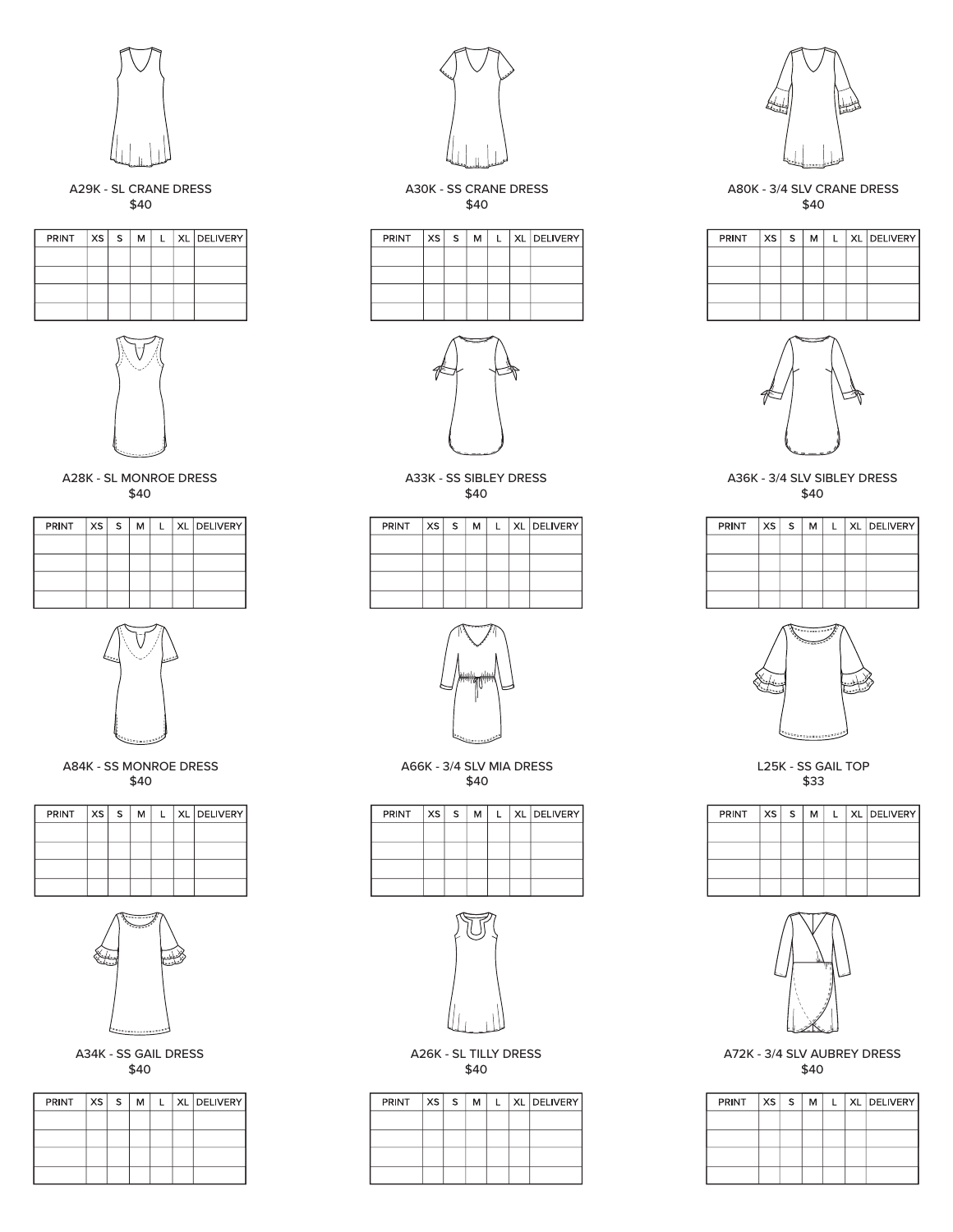A29K - SL CRANE DRESS
$40

| PRINT | XS | S | M | L | XL | DELIVERY |
|---|---|---|---|---|---|---|
| | | | | | | |
| | | | | | | |
| | | | | | | |
| | | | | | | |

A30K - SS CRANE DRESS
$40

| PRINT | XS | S | M | L | XL | DELIVERY |
|---|---|---|---|---|---|---|
| | | | | | | |
| | | | | | | |
| | | | | | | |
| | | | | | | |

A80K - 3/4 SLV CRANE DRESS
$40

| PRINT | XS | S | M | L | XL | DELIVERY |
|---|---|---|---|---|---|---|
| | | | | | | |
| | | | | | | |
| | | | | | | |
| | | | | | | |

A28K - SL MONROE DRESS
$40

| PRINT | XS | S | M | L | XL | DELIVERY |
|---|---|---|---|---|---|---|
| | | | | | | |
| | | | | | | |
| | | | | | | |
| | | | | | | |

A33K - SS SIBLEY DRESS
$40

| PRINT | XS | S | M | L | XL | DELIVERY |
|---|---|---|---|---|---|---|
| | | | | | | |
| | | | | | | |
| | | | | | | |
| | | | | | | |

A36K - 3/4 SLV SIBLEY DRESS
$40

| PRINT | XS | S | M | L | XL | DELIVERY |
|---|---|---|---|---|---|---|
| | | | | | | |
| | | | | | | |
| | | | | | | |
| | | | | | | |

A84K - SS MONROE DRESS
$40

| PRINT | XS | S | M | L | XL | DELIVERY |
|---|---|---|---|---|---|---|
| | | | | | | |
| | | | | | | |
| | | | | | | |
| | | | | | | |

A66K - 3/4 SLV MIA DRESS
$40

| PRINT | XS | S | M | L | XL | DELIVERY |
|---|---|---|---|---|---|---|
| | | | | | | |
| | | | | | | |
| | | | | | | |
| | | | | | | |

L25K - SS GAIL TOP
$33

| PRINT | XS | S | M | L | XL | DELIVERY |
|---|---|---|---|---|---|---|
| | | | | | | |
| | | | | | | |
| | | | | | | |
| | | | | | | |

A34K - SS GAIL DRESS
$40

| PRINT | XS | S | M | L | XL | DELIVERY |
|---|---|---|---|---|---|---|
| | | | | | | |
| | | | | | | |
| | | | | | | |
| | | | | | | |

A26K - SL TILLY DRESS
$40

| PRINT | XS | S | M | L | XL | DELIVERY |
|---|---|---|---|---|---|---|
| | | | | | | |
| | | | | | | |
| | | | | | | |
| | | | | | | |

A72K - 3/4 SLV AUBREY DRESS
$40

| PRINT | XS | S | M | L | XL | DELIVERY |
|---|---|---|---|---|---|---|
| | | | | | | |
| | | | | | | |
| | | | | | | |
| | | | | | | |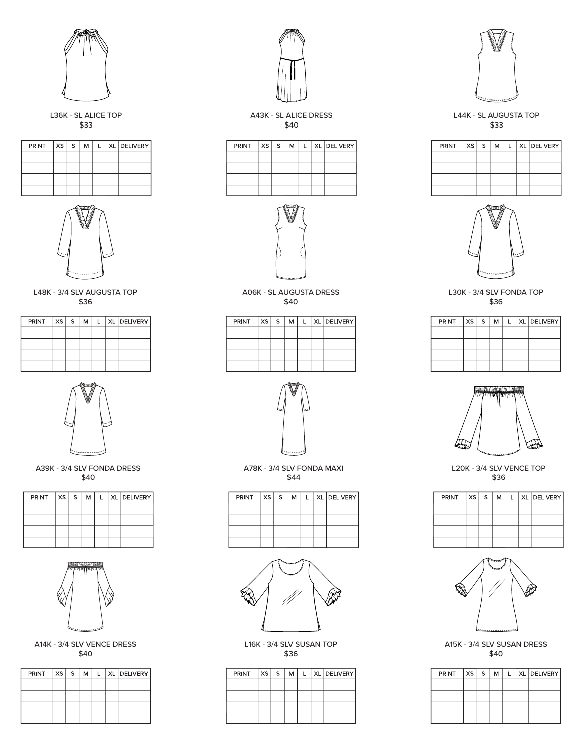L36K - SL ALICE TOP
$33

| PRINT | XS | S | M | L | XL | DELIVERY |
|---|---|---|---|---|---|---|
| | | | | | | |
| | | | | | | |
| | | | | | | |

A43K - SL ALICE DRESS
$40

| PRINT | XS | S | M | L | XL | DELIVERY |
|---|---|---|---|---|---|---|
| | | | | | | |
| | | | | | | |
| | | | | | | |

L44K - SL AUGUSTA TOP
$33

| PRINT | XS | S | M | L | XL | DELIVERY |
|---|---|---|---|---|---|---|
| | | | | | | |
| | | | | | | |
| | | | | | | |

L48K - 3/4 SLV AUGUSTA TOP
$36

| PRINT | XS | S | M | L | XL | DELIVERY |
|---|---|---|---|---|---|---|
| | | | | | | |
| | | | | | | |
| | | | | | | |

A06K - SL AUGUSTA DRESS
$40

| PRINT | XS | S | M | L | XL | DELIVERY |
|---|---|---|---|---|---|---|
| | | | | | | |
| | | | | | | |
| | | | | | | |

L30K - 3/4 SLV FONDA TOP
$36

| PRINT | XS | S | M | L | XL | DELIVERY |
|---|---|---|---|---|---|---|
| | | | | | | |
| | | | | | | |
| | | | | | | |

A39K - 3/4 SLV FONDA DRESS
$40

| PRINT | XS | S | M | L | XL | DELIVERY |
|---|---|---|---|---|---|---|
| | | | | | | |
| | | | | | | |
| | | | | | | |

A78K - 3/4 SLV FONDA MAXI
$44

| PRINT | XS | S | M | L | XL | DELIVERY |
|---|---|---|---|---|---|---|
| | | | | | | |
| | | | | | | |
| | | | | | | |

L20K - 3/4 SLV VENCE TOP
$36

| PRINT | XS | S | M | L | XL | DELIVERY |
|---|---|---|---|---|---|---|
| | | | | | | |
| | | | | | | |
| | | | | | | |

A14K - 3/4 SLV VENCE DRESS
$40

| PRINT | XS | S | M | L | XL | DELIVERY |
|---|---|---|---|---|---|---|
| | | | | | | |
| | | | | | | |
| | | | | | | |

L16K - 3/4 SLV SUSAN TOP
$36

| PRINT | XS | S | M | L | XL | DELIVERY |
|---|---|---|---|---|---|---|
| | | | | | | |
| | | | | | | |
| | | | | | | |

A15K - 3/4 SLV SUSAN DRESS
$40

| PRINT | XS | S | M | L | XL | DELIVERY |
|---|---|---|---|---|---|---|
| | | | | | | |
| | | | | | | |
| | | | | | | |